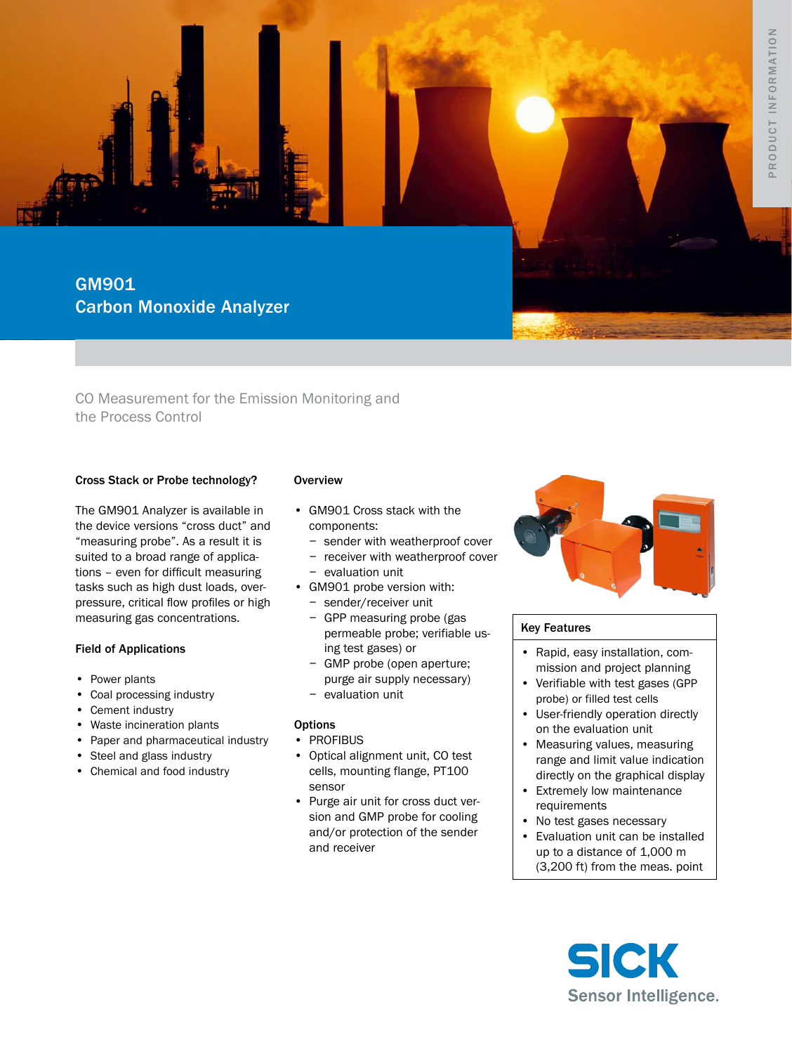# GM901
## Carbon Monoxide Analyzer

CO Measurement for the Emission Monitoring and the Process Control

### Cross Stack or Probe technology?

The GM901 Analyzer is available in the device versions “cross duct” and “measuring probe”. As a result it is suited to a broad range of applications – even for difficult measuring tasks such as high dust loads, overpressure, critical flow profiles or high measuring gas concentrations.

### Field of Applications

- Power plants
- Coal processing industry
- Cement industry
- Waste incineration plants
- Paper and pharmaceutical industry
- Steel and glass industry
- Chemical and food industry

### Overview

- GM901 Cross stack with the components:
  - sender with weatherproof cover
  - receiver with weatherproof cover
  - evaluation unit
- GM901 probe version with:
  - sender/receiver unit
  - GPP measuring probe (gas permeable probe; verifiable using test gases) or
  - GMP probe (open aperture; purge air supply necessary)
  - evaluation unit

### Options

- PROFIBUS
- Optical alignment unit, CO test cells, mounting flange, PT100 sensor
- Purge air unit for cross duct version and GMP probe for cooling and/or protection of the sender and receiver

### Key Features

- Rapid, easy installation, commission and project planning
- Verifiable with test gases (GPP probe) or filled test cells
- User-friendly operation directly on the evaluation unit
- Measuring values, measuring range and limit value indication directly on the graphical display
- Extremely low maintenance requirements
- No test gases necessary
- Evaluation unit can be installed up to a distance of 1,000 m (3,200 ft) from the meas. point

SICK
Sensor Intelligence.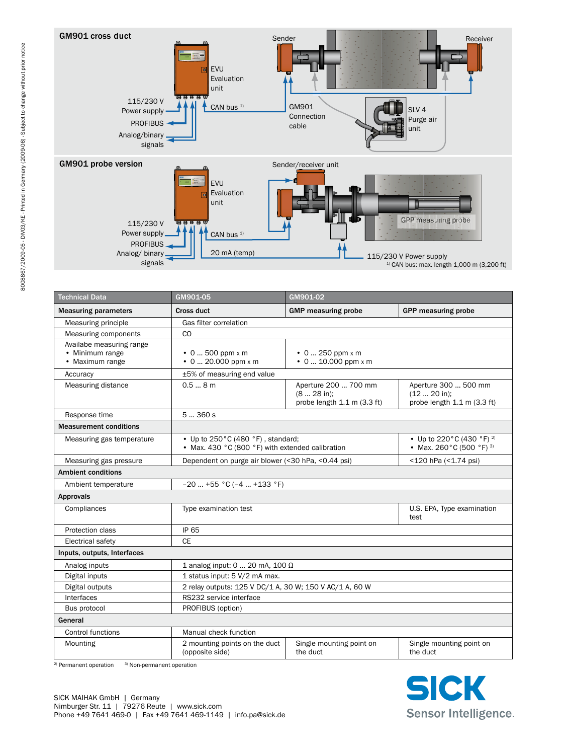## GM901 cross duct

Sender

Receiver

EVU
Evaluation
unit

115/230 V
Power supply

PROFIBUS

Analog/binary
signals

CAN bus [1]

GM901
Connection
cable

SLV 4
Purge air
unit

## GM901 probe version

Sender/receiver unit

EVU
Evaluation
unit

115/230 V
Power supply

PROFIBUS

Analog/ binary
signals

CAN bus [1]

20 mA (temp)

GPP measuring probe

115/230 V Power supply

[1] CAN bus: max. length 1,000 m (3,200 ft)

| Technical Data | GM901-05 | GM901-02 | |
|---|---|---|---|
| **Measuring parameters** | **Cross duct** | **GMP measuring probe** | **GPP measuring probe** |
| Measuring principle | Gas filter correlation | | |
| Measuring components | CO | | |
| Availabe measuring range<br>• Minimum range<br>• Maximum range | • 0 ... 500 ppm x m<br>• 0 ... 20.000 ppm x m | • 0 ... 250 ppm x m<br>• 0 ... 10.000 ppm x m | |
| Accuracy | ±5% of measuring end value | | |
| Measuring distance | 0.5 ... 8 m | Aperture 200 ... 700 mm (8 ... 28 in); probe length 1.1 m (3.3 ft) | Aperture 300 ... 500 mm (12 ... 20 in); probe length 1.1 m (3.3 ft) |
| Response time | 5 ... 360 s | | |
| **Measurement conditions** | | | |
| Measuring gas temperature | • Up to 250 °C (480 °F) , standard;<br>• Max. 430 °C (800 °F) with extended calibration | | • Up to 220 °C (430 °F) [2]<br>• Max. 260 °C (500 °F) [3] |
| Measuring gas pressure | Dependent on purge air blower (<30 hPa, <0.44 psi) | | <120 hPa (<1.74 psi) |
| **Ambient conditions** | | | |
| Ambient temperature | –20 ... +55 °C (–4 ... +133 °F) | | |
| **Approvals** | | | |
| Compliances | Type examination test | | U.S. EPA, Type examination test |
| Protection class | IP 65 | | |
| Electrical safety | CE | | |
| **Inputs, outputs, Interfaces** | | | |
| Analog inputs | 1 analog input: 0 ... 20 mA, 100 Ω | | |
| Digital inputs | 1 status input: 5 V/2 mA max. | | |
| Digital outputs | 2 relay outputs: 125 V DC/1 A, 30 W; 150 V AC/1 A, 60 W | | |
| Interfaces | RS232 service interface | | |
| Bus protocol | PROFIBUS (option) | | |
| **General** | | | |
| Control functions | Manual check function | | |
| Mounting | 2 mounting points on the duct (opposite side) | Single mounting point on the duct | Single mounting point on the duct |

[2] Permanent operation [3] Non-permanent operation

SICK MAIHAK GmbH | Germany
Nimburger Str. 11 | 79276 Reute | www.sick.com
Phone +49 7641 469-0 | Fax +49 7641 469-1149 | info.pa@sick.de

SICK
Sensor Intelligence.